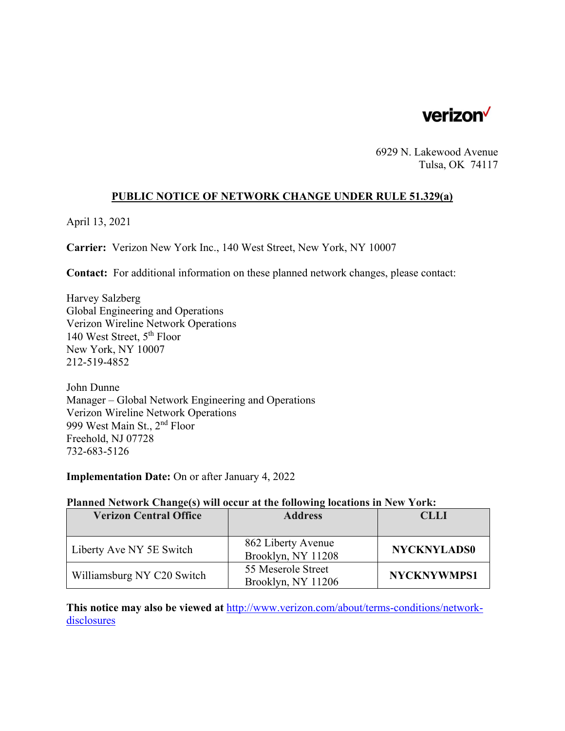verizon

6929 N. Lakewood Avenue
Tulsa, OK 74117

## PUBLIC NOTICE OF NETWORK CHANGE UNDER RULE 51.329(a)

April 13, 2021

**Carrier:** Verizon New York Inc., 140 West Street, New York, NY 10007

**Contact:** For additional information on these planned network changes, please contact:

Harvey Salzberg
Global Engineering and Operations
Verizon Wireline Network Operations
140 West Street, 5th Floor
New York, NY 10007
212-519-4852

John Dunne
Manager – Global Network Engineering and Operations
Verizon Wireline Network Operations
999 West Main St., 2nd Floor
Freehold, NJ 07728
732-683-5126

**Implementation Date:** On or after January 4, 2022

**Planned Network Change(s) will occur at the following locations in New York:**

| Verizon Central Office | Address | CLLI |
|---|---|---|
| Liberty Ave NY 5E Switch | 862 Liberty Avenue Brooklyn, NY 11208 | **NYCKNYLADS0** |
| Williamsburg NY C20 Switch | 55 Meserole Street Brooklyn, NY 11206 | **NYCKNYWMPS1** |

**This notice may also be viewed at** http://www.verizon.com/about/terms-conditions/network-disclosures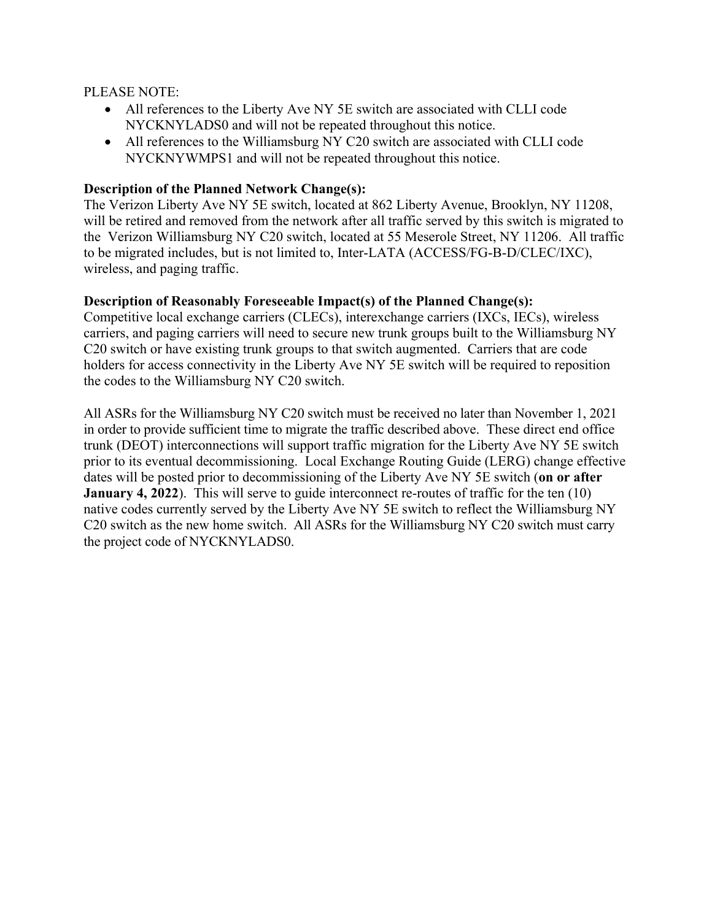PLEASE NOTE:

- All references to the Liberty Ave NY 5E switch are associated with CLLI code NYCKNYLADS0 and will not be repeated throughout this notice.
- All references to the Williamsburg NY C20 switch are associated with CLLI code NYCKNYWMPS1 and will not be repeated throughout this notice.

**Description of the Planned Network Change(s):**
The Verizon Liberty Ave NY 5E switch, located at 862 Liberty Avenue, Brooklyn, NY 11208, will be retired and removed from the network after all traffic served by this switch is migrated to the Verizon Williamsburg NY C20 switch, located at 55 Meserole Street, NY 11206. All traffic to be migrated includes, but is not limited to, Inter-LATA (ACCESS/FG-B-D/CLEC/IXC), wireless, and paging traffic.

**Description of Reasonably Foreseeable Impact(s) of the Planned Change(s):**
Competitive local exchange carriers (CLECs), interexchange carriers (IXCs, IECs), wireless carriers, and paging carriers will need to secure new trunk groups built to the Williamsburg NY C20 switch or have existing trunk groups to that switch augmented. Carriers that are code holders for access connectivity in the Liberty Ave NY 5E switch will be required to reposition the codes to the Williamsburg NY C20 switch.

All ASRs for the Williamsburg NY C20 switch must be received no later than November 1, 2021 in order to provide sufficient time to migrate the traffic described above. These direct end office trunk (DEOT) interconnections will support traffic migration for the Liberty Ave NY 5E switch prior to its eventual decommissioning. Local Exchange Routing Guide (LERG) change effective dates will be posted prior to decommissioning of the Liberty Ave NY 5E switch (**on or after January 4, 2022**). This will serve to guide interconnect re-routes of traffic for the ten (10) native codes currently served by the Liberty Ave NY 5E switch to reflect the Williamsburg NY C20 switch as the new home switch. All ASRs for the Williamsburg NY C20 switch must carry the project code of NYCKNYLADS0.